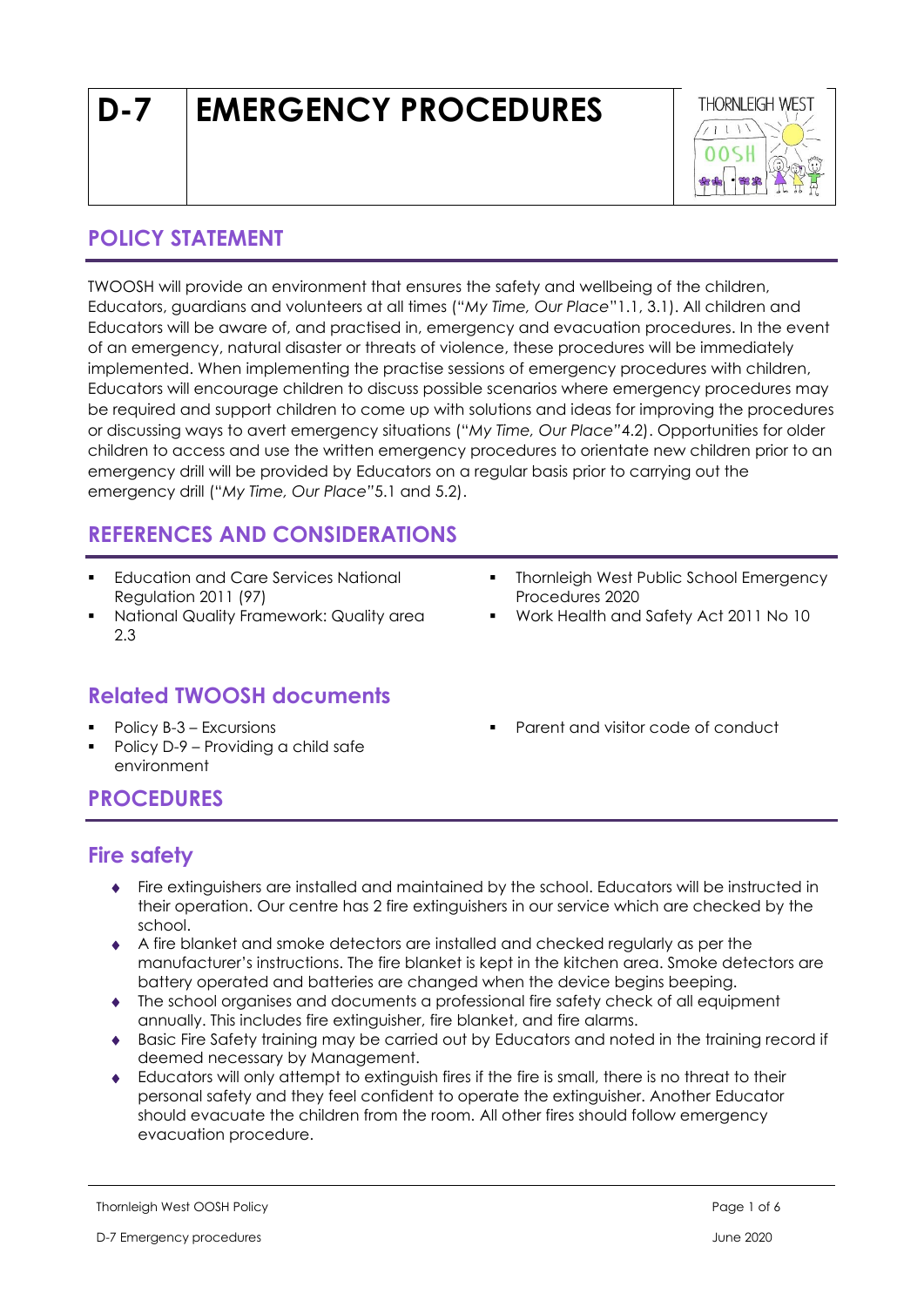# D-7 EMERGENCY PROCEDURES

## POLICY STATEMENT

TWOOSH will provide an environment that ensures the safety and wellbeing of the children, Educators, guardians and volunteers at all times ("*My Time, Our Place*"1.1, 3.1). All children and Educators will be aware of, and practised in, emergency and evacuation procedures. In the event of an emergency, natural disaster or threats of violence, these procedures will be immediately implemented. When implementing the practise sessions of emergency procedures with children, Educators will encourage children to discuss possible scenarios where emergency procedures may be required and support children to come up with solutions and ideas for improving the procedures or discussing ways to avert emergency situations ("*My Time, Our Place"*4.2). Opportunities for older children to access and use the written emergency procedures to orientate new children prior to an emergency drill will be provided by Educators on a regular basis prior to carrying out the emergency drill ("*My Time, Our Place"*5.1 and 5.2).

## REFERENCES AND CONSIDERATIONS

- Education and Care Services National Regulation 2011 (97)
- National Quality Framework: Quality area 2.3
- Thornleigh West Public School Emergency Procedures 2020
- Work Health and Safety Act 2011 No 10

## Related TWOOSH documents

- Policy B-3 – Excursions
- Policy D-9 – Providing a child safe environment
- Parent and visitor code of conduct

## PROCEDURES

## Fire safety

- Fire extinguishers are installed and maintained by the school. Educators will be instructed in their operation. Our centre has 2 fire extinguishers in our service which are checked by the school.
- A fire blanket and smoke detectors are installed and checked regularly as per the manufacturer's instructions. The fire blanket is kept in the kitchen area. Smoke detectors are battery operated and batteries are changed when the device begins beeping.
- The school organises and documents a professional fire safety check of all equipment annually. This includes fire extinguisher, fire blanket, and fire alarms.
- Basic Fire Safety training may be carried out by Educators and noted in the training record if deemed necessary by Management.
- Educators will only attempt to extinguish fires if the fire is small, there is no threat to their personal safety and they feel confident to operate the extinguisher. Another Educator should evacuate the children from the room. All other fires should follow emergency evacuation procedure.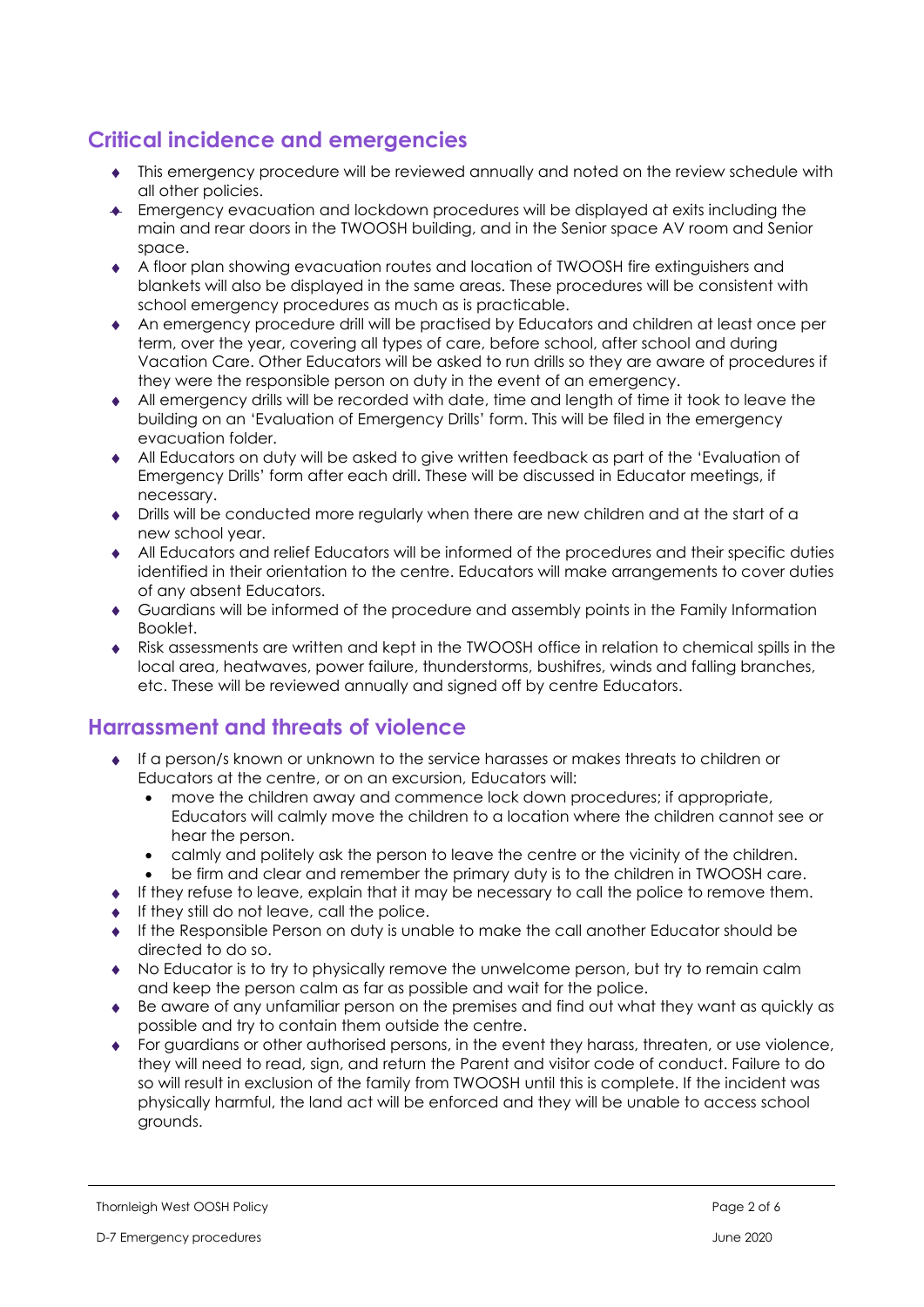## Critical incidence and emergencies

- This emergency procedure will be reviewed annually and noted on the review schedule with all other policies.
- Emergency evacuation and lockdown procedures will be displayed at exits including the main and rear doors in the TWOOSH building, and in the Senior space AV room and Senior space.
- A floor plan showing evacuation routes and location of TWOOSH fire extinguishers and blankets will also be displayed in the same areas. These procedures will be consistent with school emergency procedures as much as is practicable.
- An emergency procedure drill will be practised by Educators and children at least once per term, over the year, covering all types of care, before school, after school and during Vacation Care. Other Educators will be asked to run drills so they are aware of procedures if they were the responsible person on duty in the event of an emergency.
- All emergency drills will be recorded with date, time and length of time it took to leave the building on an 'Evaluation of Emergency Drills' form. This will be filed in the emergency evacuation folder.
- All Educators on duty will be asked to give written feedback as part of the 'Evaluation of Emergency Drills' form after each drill. These will be discussed in Educator meetings, if necessary.
- Drills will be conducted more regularly when there are new children and at the start of a new school year.
- All Educators and relief Educators will be informed of the procedures and their specific duties identified in their orientation to the centre. Educators will make arrangements to cover duties of any absent Educators.
- Guardians will be informed of the procedure and assembly points in the Family Information Booklet.
- Risk assessments are written and kept in the TWOOSH office in relation to chemical spills in the local area, heatwaves, power failure, thunderstorms, bushifres, winds and falling branches, etc. These will be reviewed annually and signed off by centre Educators.

## Harrassment and threats of violence

- If a person/s known or unknown to the service harasses or makes threats to children or Educators at the centre, or on an excursion, Educators will:
  - move the children away and commence lock down procedures; if appropriate, Educators will calmly move the children to a location where the children cannot see or hear the person.
  - calmly and politely ask the person to leave the centre or the vicinity of the children.
  - be firm and clear and remember the primary duty is to the children in TWOOSH care.
- If they refuse to leave, explain that it may be necessary to call the police to remove them.
- If they still do not leave, call the police.
- If the Responsible Person on duty is unable to make the call another Educator should be directed to do so.
- No Educator is to try to physically remove the unwelcome person, but try to remain calm and keep the person calm as far as possible and wait for the police.
- Be aware of any unfamiliar person on the premises and find out what they want as quickly as possible and try to contain them outside the centre.
- For guardians or other authorised persons, in the event they harass, threaten, or use violence, they will need to read, sign, and return the Parent and visitor code of conduct. Failure to do so will result in exclusion of the family from TWOOSH until this is complete. If the incident was physically harmful, the land act will be enforced and they will be unable to access school grounds.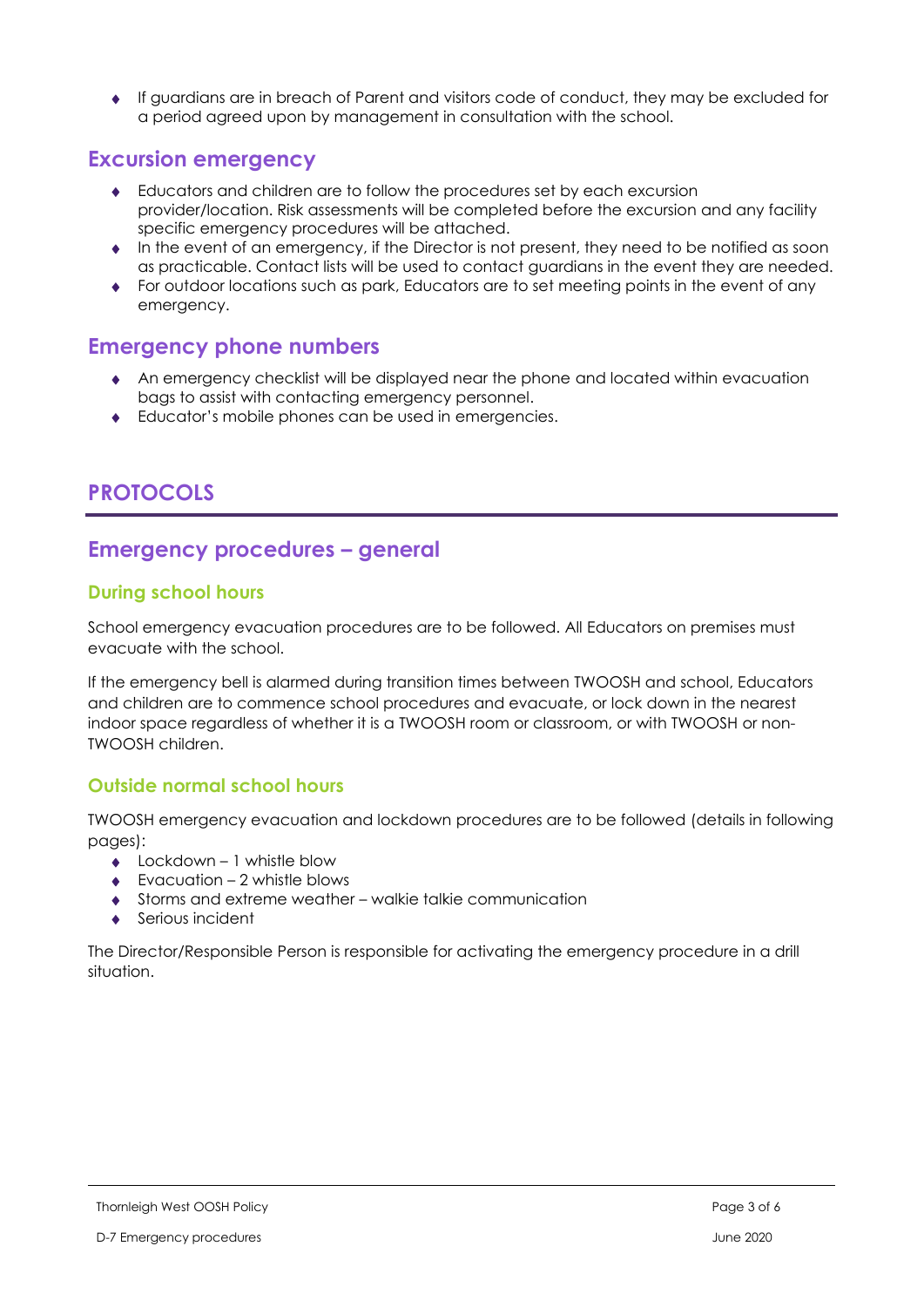- If guardians are in breach of Parent and visitors code of conduct, they may be excluded for a period agreed upon by management in consultation with the school.

## Excursion emergency

- Educators and children are to follow the procedures set by each excursion provider/location. Risk assessments will be completed before the excursion and any facility specific emergency procedures will be attached.
- In the event of an emergency, if the Director is not present, they need to be notified as soon as practicable. Contact lists will be used to contact guardians in the event they are needed.
- For outdoor locations such as park, Educators are to set meeting points in the event of any emergency.

## Emergency phone numbers

- An emergency checklist will be displayed near the phone and located within evacuation bags to assist with contacting emergency personnel.
- Educator's mobile phones can be used in emergencies.

# PROTOCOLS

## Emergency procedures – general

### During school hours

School emergency evacuation procedures are to be followed. All Educators on premises must evacuate with the school.

If the emergency bell is alarmed during transition times between TWOOSH and school, Educators and children are to commence school procedures and evacuate, or lock down in the nearest indoor space regardless of whether it is a TWOOSH room or classroom, or with TWOOSH or non-TWOOSH children.

### Outside normal school hours

TWOOSH emergency evacuation and lockdown procedures are to be followed (details in following pages):

- Lockdown – 1 whistle blow
- Evacuation – 2 whistle blows
- Storms and extreme weather – walkie talkie communication
- Serious incident

The Director/Responsible Person is responsible for activating the emergency procedure in a drill situation.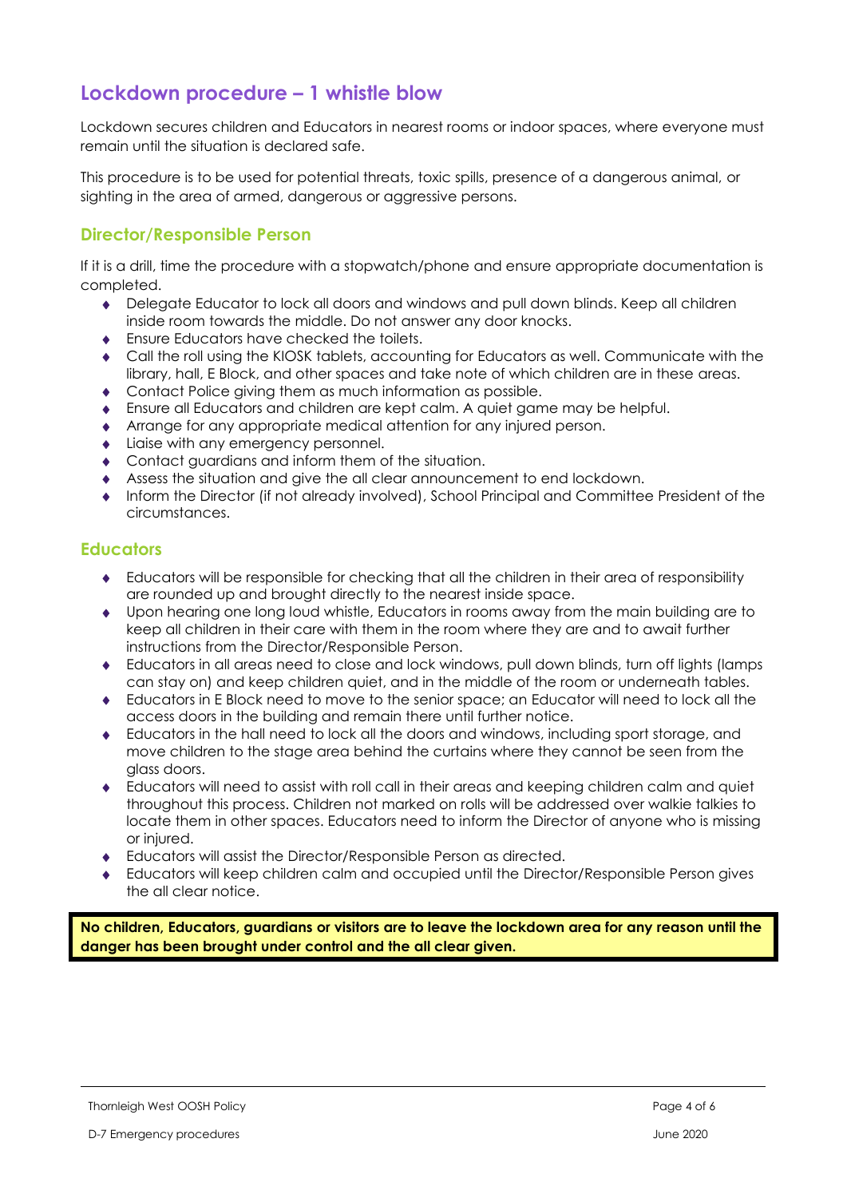## Lockdown procedure – 1 whistle blow

Lockdown secures children and Educators in nearest rooms or indoor spaces, where everyone must remain until the situation is declared safe.

This procedure is to be used for potential threats, toxic spills, presence of a dangerous animal, or sighting in the area of armed, dangerous or aggressive persons.

### Director/Responsible Person

If it is a drill, time the procedure with a stopwatch/phone and ensure appropriate documentation is completed.

- Delegate Educator to lock all doors and windows and pull down blinds. Keep all children inside room towards the middle. Do not answer any door knocks.
- Ensure Educators have checked the toilets.
- Call the roll using the KIOSK tablets, accounting for Educators as well. Communicate with the library, hall, E Block, and other spaces and take note of which children are in these areas.
- Contact Police giving them as much information as possible.
- Ensure all Educators and children are kept calm. A quiet game may be helpful.
- Arrange for any appropriate medical attention for any injured person.
- Liaise with any emergency personnel.
- Contact guardians and inform them of the situation.
- Assess the situation and give the all clear announcement to end lockdown.
- Inform the Director (if not already involved), School Principal and Committee President of the circumstances.

### Educators

- Educators will be responsible for checking that all the children in their area of responsibility are rounded up and brought directly to the nearest inside space.
- Upon hearing one long loud whistle, Educators in rooms away from the main building are to keep all children in their care with them in the room where they are and to await further instructions from the Director/Responsible Person.
- Educators in all areas need to close and lock windows, pull down blinds, turn off lights (lamps can stay on) and keep children quiet, and in the middle of the room or underneath tables.
- Educators in E Block need to move to the senior space; an Educator will need to lock all the access doors in the building and remain there until further notice.
- Educators in the hall need to lock all the doors and windows, including sport storage, and move children to the stage area behind the curtains where they cannot be seen from the glass doors.
- Educators will need to assist with roll call in their areas and keeping children calm and quiet throughout this process. Children not marked on rolls will be addressed over walkie talkies to locate them in other spaces. Educators need to inform the Director of anyone who is missing or injured.
- Educators will assist the Director/Responsible Person as directed.
- Educators will keep children calm and occupied until the Director/Responsible Person gives the all clear notice.

**No children, Educators, guardians or visitors are to leave the lockdown area for any reason until the danger has been brought under control and the all clear given.**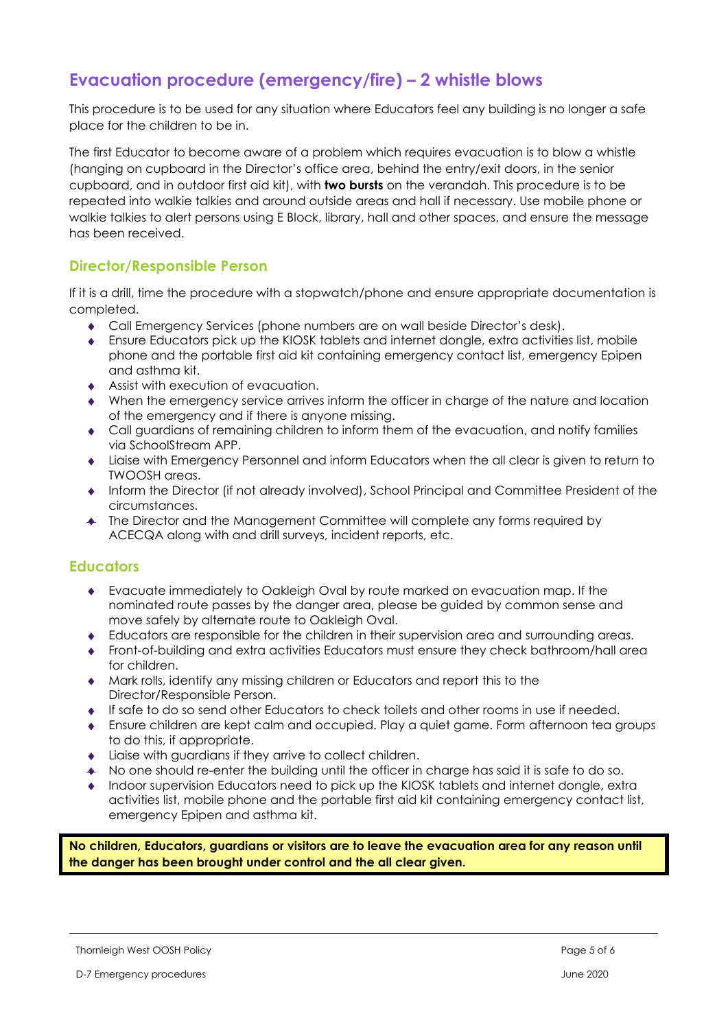## Evacuation procedure (emergency/fire) – 2 whistle blows

This procedure is to be used for any situation where Educators feel any building is no longer a safe place for the children to be in.

The first Educator to become aware of a problem which requires evacuation is to blow a whistle (hanging on cupboard in the Director's office area, behind the entry/exit doors, in the senior cupboard, and in outdoor first aid kit), with **two bursts** on the verandah. This procedure is to be repeated into walkie talkies and around outside areas and hall if necessary. Use mobile phone or walkie talkies to alert persons using E Block, library, hall and other spaces, and ensure the message has been received.

### Director/Responsible Person

If it is a drill, time the procedure with a stopwatch/phone and ensure appropriate documentation is completed.

- Call Emergency Services (phone numbers are on wall beside Director's desk).
- Ensure Educators pick up the KIOSK tablets and internet dongle, extra activities list, mobile phone and the portable first aid kit containing emergency contact list, emergency Epipen and asthma kit.
- Assist with execution of evacuation.
- When the emergency service arrives inform the officer in charge of the nature and location of the emergency and if there is anyone missing.
- Call guardians of remaining children to inform them of the evacuation, and notify families via SchoolStream APP.
- Liaise with Emergency Personnel and inform Educators when the all clear is given to return to TWOOSH areas.
- Inform the Director (if not already involved), School Principal and Committee President of the circumstances.
- The Director and the Management Committee will complete any forms required by ACECQA along with and drill surveys, incident reports, etc.

### Educators

- Evacuate immediately to Oakleigh Oval by route marked on evacuation map. If the nominated route passes by the danger area, please be guided by common sense and move safely by alternate route to Oakleigh Oval.
- Educators are responsible for the children in their supervision area and surrounding areas.
- Front-of-building and extra activities Educators must ensure they check bathroom/hall area for children.
- Mark rolls, identify any missing children or Educators and report this to the Director/Responsible Person.
- If safe to do so send other Educators to check toilets and other rooms in use if needed.
- Ensure children are kept calm and occupied. Play a quiet game. Form afternoon tea groups to do this, if appropriate.
- Liaise with guardians if they arrive to collect children.
- No one should re-enter the building until the officer in charge has said it is safe to do so.
- Indoor supervision Educators need to pick up the KIOSK tablets and internet dongle, extra activities list, mobile phone and the portable first aid kit containing emergency contact list, emergency Epipen and asthma kit.

**No children, Educators, guardians or visitors are to leave the evacuation area for any reason until the danger has been brought under control and the all clear given.**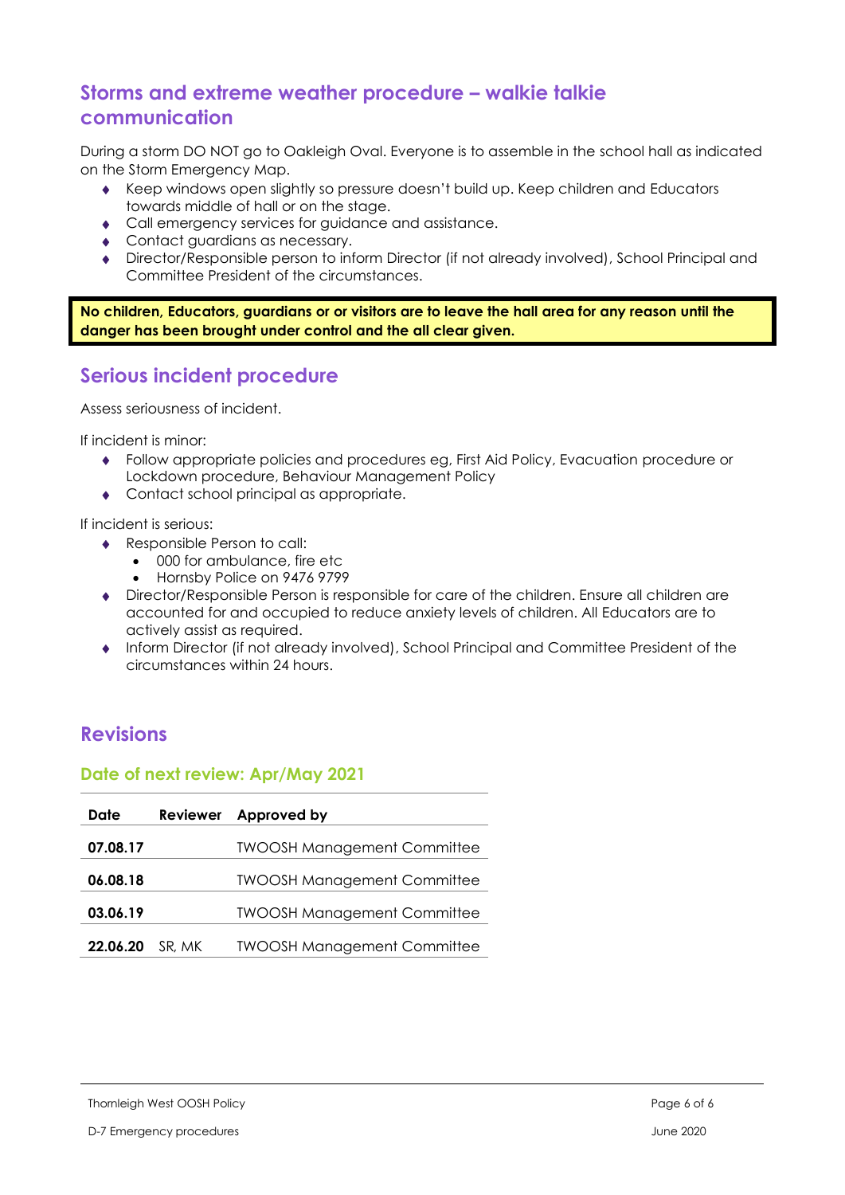## Storms and extreme weather procedure – walkie talkie communication

During a storm DO NOT go to Oakleigh Oval. Everyone is to assemble in the school hall as indicated on the Storm Emergency Map.

- Keep windows open slightly so pressure doesn't build up. Keep children and Educators towards middle of hall or on the stage.
- Call emergency services for guidance and assistance.
- Contact guardians as necessary.
- Director/Responsible person to inform Director (if not already involved), School Principal and Committee President of the circumstances.

**No children, Educators, guardians or or visitors are to leave the hall area for any reason until the danger has been brought under control and the all clear given.**

## Serious incident procedure

Assess seriousness of incident.

If incident is minor:

- Follow appropriate policies and procedures eg, First Aid Policy, Evacuation procedure or Lockdown procedure, Behaviour Management Policy
- Contact school principal as appropriate.

If incident is serious:

- Responsible Person to call:
  - 000 for ambulance, fire etc
  - Hornsby Police on 9476 9799
- Director/Responsible Person is responsible for care of the children. Ensure all children are accounted for and occupied to reduce anxiety levels of children. All Educators are to actively assist as required.
- Inform Director (if not already involved), School Principal and Committee President of the circumstances within 24 hours.

## Revisions

### Date of next review: Apr/May 2021

| Date | Reviewer | Approved by |
|---|---|---|
| **07.08.17** | | TWOOSH Management Committee |
| **06.08.18** | | TWOOSH Management Committee |
| **03.06.19** | | TWOOSH Management Committee |
| **22.06.20** | SR, MK | TWOOSH Management Committee |